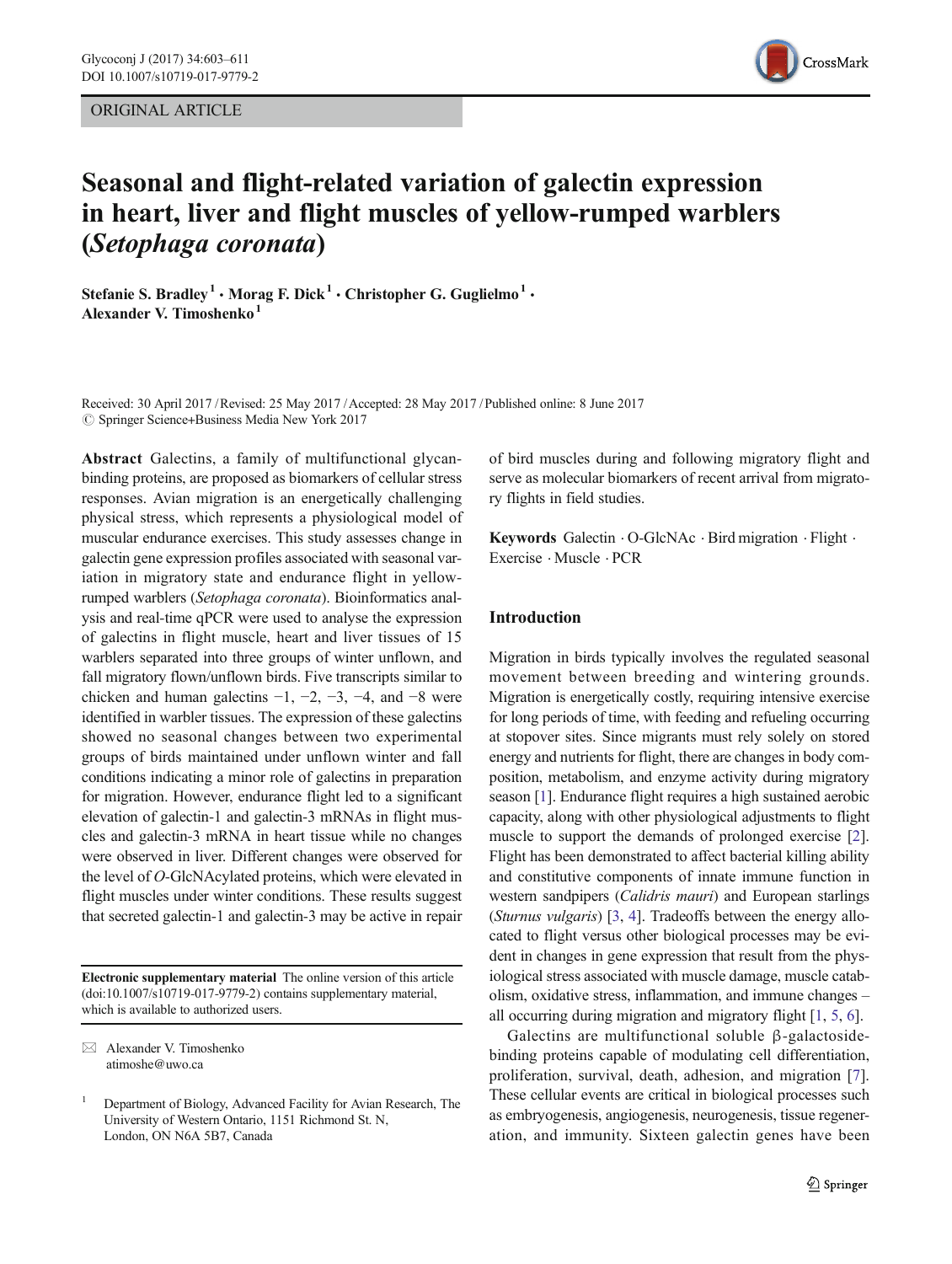ORIGINAL ARTICLE

# Seasonal and flight-related variation of galectin expression in heart, liver and flight muscles of yellow-rumped warblers (*Setophaga coronata*)

**Stefanie S. Bradley[1] · Morag F. Dick[1] · Christopher G. Guglielmo[1] · Alexander V. Timoshenko[1]**

Received: 30 April 2017 / Revised: 25 May 2017 / Accepted: 28 May 2017 / Published online: 8 June 2017
© Springer Science+Business Media New York 2017

**Abstract** Galectins, a family of multifunctional glycan-binding proteins, are proposed as biomarkers of cellular stress responses. Avian migration is an energetically challenging physical stress, which represents a physiological model of muscular endurance exercises. This study assesses change in galectin gene expression profiles associated with seasonal variation in migratory state and endurance flight in yellow-rumped warblers (*Setophaga coronata*). Bioinformatics analysis and real-time qPCR were used to analyse the expression of galectins in flight muscle, heart and liver tissues of 15 warblers separated into three groups of winter unflown, and fall migratory flown/unflown birds. Five transcripts similar to chicken and human galectins −1, −2, −3, −4, and −8 were identified in warbler tissues. The expression of these galectins showed no seasonal changes between two experimental groups of birds maintained under unflown winter and fall conditions indicating a minor role of galectins in preparation for migration. However, endurance flight led to a significant elevation of galectin-1 and galectin-3 mRNAs in flight muscles and galectin-3 mRNA in heart tissue while no changes were observed in liver. Different changes were observed for the level of *O*-GlcNAcylated proteins, which were elevated in flight muscles under winter conditions. These results suggest that secreted galectin-1 and galectin-3 may be active in repair of bird muscles during and following migratory flight and serve as molecular biomarkers of recent arrival from migratory flights in field studies.

**Keywords** Galectin · O-GlcNAc · Bird migration · Flight · Exercise · Muscle · PCR

**Electronic supplementary material** The online version of this article (doi:10.1007/s10719-017-9779-2) contains supplementary material, which is available to authorized users.

✉ Alexander V. Timoshenko
atimoshe@uwo.ca

[1] Department of Biology, Advanced Facility for Avian Research, The University of Western Ontario, 1151 Richmond St. N, London, ON N6A 5B7, Canada

## Introduction

Migration in birds typically involves the regulated seasonal movement between breeding and wintering grounds. Migration is energetically costly, requiring intensive exercise for long periods of time, with feeding and refueling occurring at stopover sites. Since migrants must rely solely on stored energy and nutrients for flight, there are changes in body composition, metabolism, and enzyme activity during migratory season [1]. Endurance flight requires a high sustained aerobic capacity, along with other physiological adjustments to flight muscle to support the demands of prolonged exercise [2]. Flight has been demonstrated to affect bacterial killing ability and constitutive components of innate immune function in western sandpipers (*Calidris mauri*) and European starlings (*Sturnus vulgaris*) [3, 4]. Tradeoffs between the energy allocated to flight versus other biological processes may be evident in changes in gene expression that result from the physiological stress associated with muscle damage, muscle catabolism, oxidative stress, inflammation, and immune changes – all occurring during migration and migratory flight [1, 5, 6].

Galectins are multifunctional soluble β-galactoside-binding proteins capable of modulating cell differentiation, proliferation, survival, death, adhesion, and migration [7]. These cellular events are critical in biological processes such as embryogenesis, angiogenesis, neurogenesis, tissue regeneration, and immunity. Sixteen galectin genes have been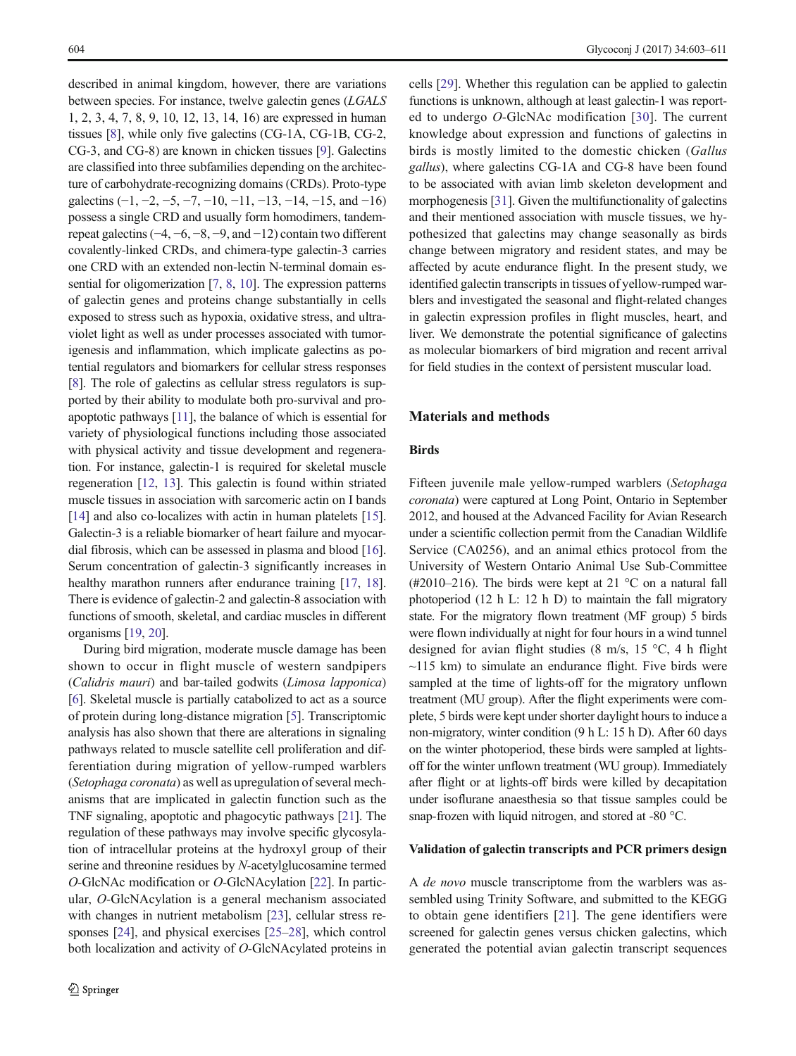described in animal kingdom, however, there are variations between species. For instance, twelve galectin genes (*LGALS* 1, 2, 3, 4, 7, 8, 9, 10, 12, 13, 14, 16) are expressed in human tissues [8], while only five galectins (CG-1A, CG-1B, CG-2, CG-3, and CG-8) are known in chicken tissues [9]. Galectins are classified into three subfamilies depending on the architecture of carbohydrate-recognizing domains (CRDs). Proto-type galectins (−1, −2, −5, −7, −10, −11, −13, −14, −15, and −16) possess a single CRD and usually form homodimers, tandem-repeat galectins (−4, −6, −8, −9, and −12) contain two different covalently-linked CRDs, and chimera-type galectin-3 carries one CRD with an extended non-lectin N-terminal domain essential for oligomerization [7, 8, 10]. The expression patterns of galectin genes and proteins change substantially in cells exposed to stress such as hypoxia, oxidative stress, and ultraviolet light as well as under processes associated with tumorigenesis and inflammation, which implicate galectins as potential regulators and biomarkers for cellular stress responses [8]. The role of galectins as cellular stress regulators is supported by their ability to modulate both pro-survival and pro-apoptotic pathways [11], the balance of which is essential for variety of physiological functions including those associated with physical activity and tissue development and regeneration. For instance, galectin-1 is required for skeletal muscle regeneration [12, 13]. This galectin is found within striated muscle tissues in association with sarcomeric actin on I bands [14] and also co-localizes with actin in human platelets [15]. Galectin-3 is a reliable biomarker of heart failure and myocardial fibrosis, which can be assessed in plasma and blood [16]. Serum concentration of galectin-3 significantly increases in healthy marathon runners after endurance training [17, 18]. There is evidence of galectin-2 and galectin-8 association with functions of smooth, skeletal, and cardiac muscles in different organisms [19, 20].

During bird migration, moderate muscle damage has been shown to occur in flight muscle of western sandpipers (*Calidris mauri*) and bar-tailed godwits (*Limosa lapponica*) [6]. Skeletal muscle is partially catabolized to act as a source of protein during long-distance migration [5]. Transcriptomic analysis has also shown that there are alterations in signaling pathways related to muscle satellite cell proliferation and differentiation during migration of yellow-rumped warblers (*Setophaga coronata*) as well as upregulation of several mechanisms that are implicated in galectin function such as the TNF signaling, apoptotic and phagocytic pathways [21]. The regulation of these pathways may involve specific glycosylation of intracellular proteins at the hydroxyl group of their serine and threonine residues by *N*-acetylglucosamine termed *O*-GlcNAc modification or *O*-GlcNAcylation [22]. In particular, *O*-GlcNAcylation is a general mechanism associated with changes in nutrient metabolism [23], cellular stress responses [24], and physical exercises [25–28], which control both localization and activity of *O*-GlcNAcylated proteins in cells [29]. Whether this regulation can be applied to galectin functions is unknown, although at least galectin-1 was reported to undergo *O*-GlcNAc modification [30]. The current knowledge about expression and functions of galectins in birds is mostly limited to the domestic chicken (*Gallus gallus*), where galectins CG-1A and CG-8 have been found to be associated with avian limb skeleton development and morphogenesis [31]. Given the multifunctionality of galectins and their mentioned association with muscle tissues, we hypothesized that galectins may change seasonally as birds change between migratory and resident states, and may be affected by acute endurance flight. In the present study, we identified galectin transcripts in tissues of yellow-rumped warblers and investigated the seasonal and flight-related changes in galectin expression profiles in flight muscles, heart, and liver. We demonstrate the potential significance of galectins as molecular biomarkers of bird migration and recent arrival for field studies in the context of persistent muscular load.

## Materials and methods

### Birds

Fifteen juvenile male yellow-rumped warblers (*Setophaga coronata*) were captured at Long Point, Ontario in September 2012, and housed at the Advanced Facility for Avian Research under a scientific collection permit from the Canadian Wildlife Service (CA0256), and an animal ethics protocol from the University of Western Ontario Animal Use Sub-Committee (#2010–216). The birds were kept at 21 °C on a natural fall photoperiod (12 h L: 12 h D) to maintain the fall migratory state. For the migratory flown treatment (MF group) 5 birds were flown individually at night for four hours in a wind tunnel designed for avian flight studies (8 m/s, 15 °C, 4 h flight ~115 km) to simulate an endurance flight. Five birds were sampled at the time of lights-off for the migratory unflown treatment (MU group). After the flight experiments were complete, 5 birds were kept under shorter daylight hours to induce a non-migratory, winter condition (9 h L: 15 h D). After 60 days on the winter photoperiod, these birds were sampled at lights-off for the winter unflown treatment (WU group). Immediately after flight or at lights-off birds were killed by decapitation under isoflurane anaesthesia so that tissue samples could be snap-frozen with liquid nitrogen, and stored at -80 °C.

### Validation of galectin transcripts and PCR primers design

A *de novo* muscle transcriptome from the warblers was assembled using Trinity Software, and submitted to the KEGG to obtain gene identifiers [21]. The gene identifiers were screened for galectin genes versus chicken galectins, which generated the potential avian galectin transcript sequences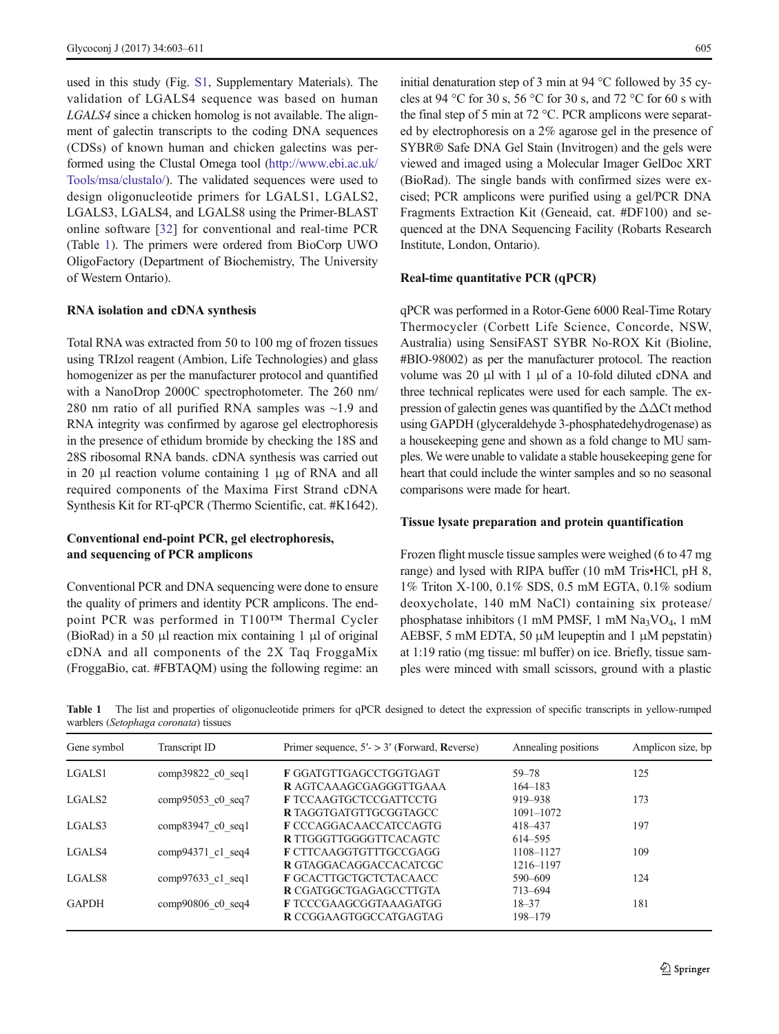used in this study (Fig. S1, Supplementary Materials). The validation of LGALS4 sequence was based on human *LGALS4* since a chicken homolog is not available. The alignment of galectin transcripts to the coding DNA sequences (CDSs) of known human and chicken galectins was performed using the Clustal Omega tool (http://www.ebi.ac.uk/Tools/msa/clustalo/). The validated sequences were used to design oligonucleotide primers for LGALS1, LGALS2, LGALS3, LGALS4, and LGALS8 using the Primer-BLAST online software [32] for conventional and real-time PCR (Table 1). The primers were ordered from BioCorp UWO OligoFactory (Department of Biochemistry, The University of Western Ontario).

### RNA isolation and cDNA synthesis

Total RNA was extracted from 50 to 100 mg of frozen tissues using TRIzol reagent (Ambion, Life Technologies) and glass homogenizer as per the manufacturer protocol and quantified with a NanoDrop 2000C spectrophotometer. The 260 nm/280 nm ratio of all purified RNA samples was ~1.9 and RNA integrity was confirmed by agarose gel electrophoresis in the presence of ethidium bromide by checking the 18S and 28S ribosomal RNA bands. cDNA synthesis was carried out in 20 μl reaction volume containing 1 μg of RNA and all required components of the Maxima First Strand cDNA Synthesis Kit for RT-qPCR (Thermo Scientific, cat. #K1642).

### Conventional end-point PCR, gel electrophoresis, and sequencing of PCR amplicons

Conventional PCR and DNA sequencing were done to ensure the quality of primers and identity PCR amplicons. The end-point PCR was performed in T100™ Thermal Cycler (BioRad) in a 50 μl reaction mix containing 1 μl of original cDNA and all components of the 2X Taq FroggaMix (FroggaBio, cat. #FBTAQM) using the following regime: an initial denaturation step of 3 min at 94 °C followed by 35 cycles at 94 °C for 30 s, 56 °C for 30 s, and 72 °C for 60 s with the final step of 5 min at 72 °C. PCR amplicons were separated by electrophoresis on a 2% agarose gel in the presence of SYBR® Safe DNA Gel Stain (Invitrogen) and the gels were viewed and imaged using a Molecular Imager GelDoc XRT (BioRad). The single bands with confirmed sizes were excised; PCR amplicons were purified using a gel/PCR DNA Fragments Extraction Kit (Geneaid, cat. #DF100) and sequenced at the DNA Sequencing Facility (Robarts Research Institute, London, Ontario).

### Real-time quantitative PCR (qPCR)

qPCR was performed in a Rotor-Gene 6000 Real-Time Rotary Thermocycler (Corbett Life Science, Concorde, NSW, Australia) using SensiFAST SYBR No-ROX Kit (Bioline, #BIO-98002) as per the manufacturer protocol. The reaction volume was 20 μl with 1 μl of a 10-fold diluted cDNA and three technical replicates were used for each sample. The expression of galectin genes was quantified by the ΔΔCt method using GAPDH (glyceraldehyde 3-phosphatedehydrogenase) as a housekeeping gene and shown as a fold change to MU samples. We were unable to validate a stable housekeeping gene for heart that could include the winter samples and so no seasonal comparisons were made for heart.

### Tissue lysate preparation and protein quantification

Frozen flight muscle tissue samples were weighed (6 to 47 mg range) and lysed with RIPA buffer (10 mM Tris•HCl, pH 8, 1% Triton X-100, 0.1% SDS, 0.5 mM EGTA, 0.1% sodium deoxycholate, 140 mM NaCl) containing six protease/phosphatase inhibitors (1 mM PMSF, 1 mM $Na_3VO_4$, 1 mM AEBSF, 5 mM EDTA, 50 μM leupeptin and 1 μM pepstatin) at 1:19 ratio (mg tissue: ml buffer) on ice. Briefly, tissue samples were minced with small scissors, ground with a plastic

**Table 1** The list and properties of oligonucleotide primers for qPCR designed to detect the expression of specific transcripts in yellow-rumped warblers (*Setophaga coronata*) tissues

| Gene symbol | Transcript ID | Primer sequence, 5′- > 3′ (**F**orward, **R**everse) | Annealing positions | Amplicon size, bp |
|---|---|---|---|---|
| LGALS1 | comp39822_c0_seq1 | **F** GGATGTTGAGCCTGGTGAGT<br>**R** AGTCAAAGCGAGGGTTGAAA | 59–78<br>164–183 | 125 |
| LGALS2 | comp95053_c0_seq7 | **F** TCCAAGTGCTCCGATTCCTG<br>**R** TAGGTGATGTTGCGGTAGCC | 919–938<br>1091–1072 | 173 |
| LGALS3 | comp83947_c0_seq1 | **F** CCCAGGACAACCATCCAGTG<br>**R** TTGGGTTGGGGTTCACAGTC | 418–437<br>614–595 | 197 |
| LGALS4 | comp94371_c1_seq4 | **F** CTTCAAGGTGTTTGCCGAGG<br>**R** GTAGGACAGGACCACATCGC | 1108–1127<br>1216–1197 | 109 |
| LGALS8 | comp97633_c1_seq1 | **F** GCACTTGCTGCTCTACAACC<br>**R** CGATGGCTGAGAGCCTTGTA | 590–609<br>713–694 | 124 |
| GAPDH | comp90806_c0_seq4 | **F** TCCCGAAGCGGTAAAGATGG<br>**R** CCGGAAGTGGCCATGAGTAG | 18–37<br>198–179 | 181 |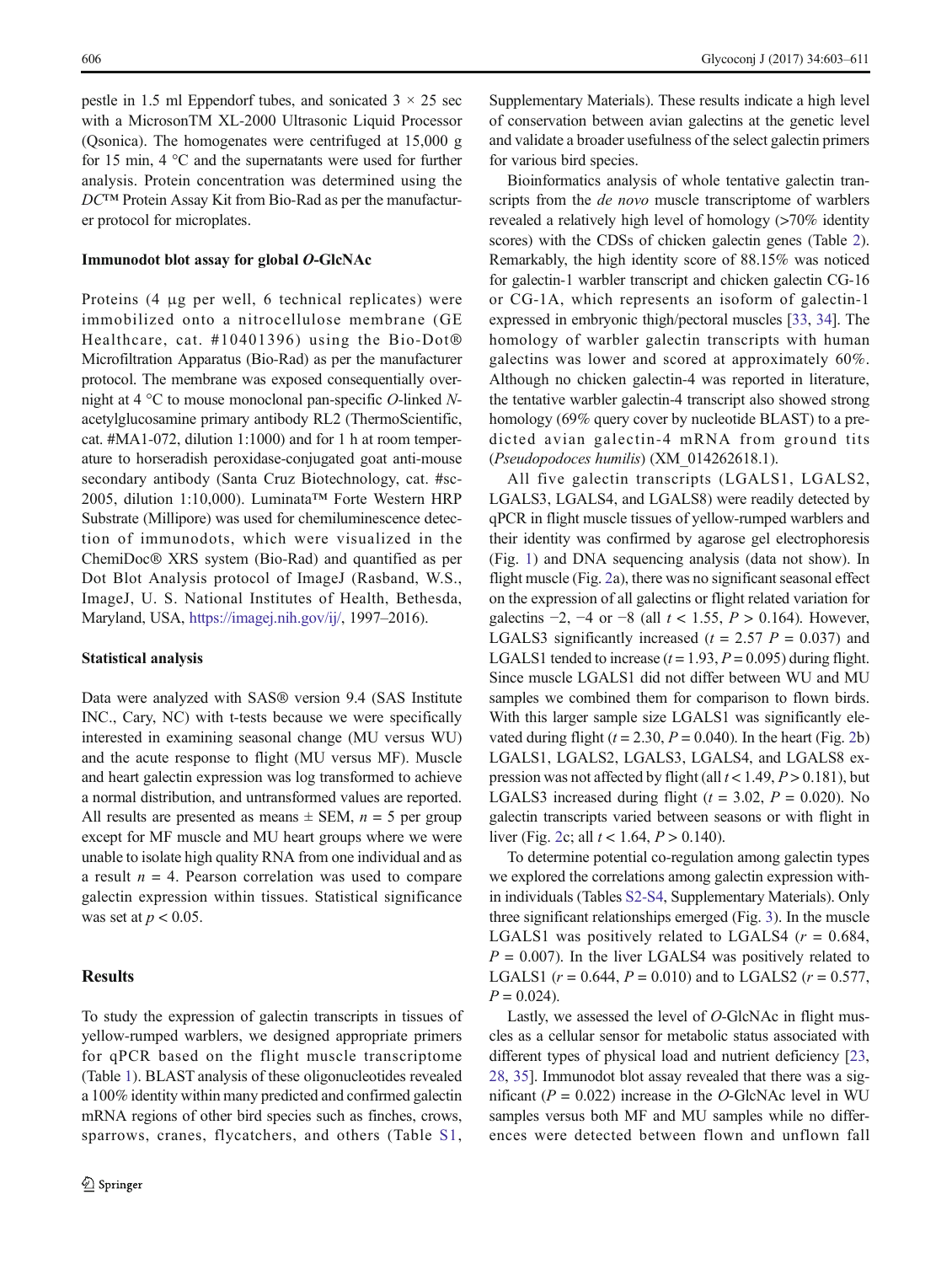pestle in 1.5 ml Eppendorf tubes, and sonicated 3 × 25 sec with a MicrosonTM XL-2000 Ultrasonic Liquid Processor (Qsonica). The homogenates were centrifuged at 15,000 g for 15 min, 4 °C and the supernatants were used for further analysis. Protein concentration was determined using the *DC*™ Protein Assay Kit from Bio-Rad as per the manufacturer protocol for microplates.

### Immunodot blot assay for global *O*-GlcNAc

Proteins (4 μg per well, 6 technical replicates) were immobilized onto a nitrocellulose membrane (GE Healthcare, cat. #10401396) using the Bio-Dot® Microfiltration Apparatus (Bio-Rad) as per the manufacturer protocol. The membrane was exposed consequentially overnight at 4 °C to mouse monoclonal pan-specific *O*-linked *N*-acetylglucosamine primary antibody RL2 (ThermoScientific, cat. #MA1-072, dilution 1:1000) and for 1 h at room temperature to horseradish peroxidase-conjugated goat anti-mouse secondary antibody (Santa Cruz Biotechnology, cat. #sc-2005, dilution 1:10,000). Luminata™ Forte Western HRP Substrate (Millipore) was used for chemiluminescence detection of immunodots, which were visualized in the ChemiDoc® XRS system (Bio-Rad) and quantified as per Dot Blot Analysis protocol of ImageJ (Rasband, W.S., ImageJ, U. S. National Institutes of Health, Bethesda, Maryland, USA, https://imagej.nih.gov/ij/, 1997–2016).

### Statistical analysis

Data were analyzed with SAS® version 9.4 (SAS Institute INC., Cary, NC) with t-tests because we were specifically interested in examining seasonal change (MU versus WU) and the acute response to flight (MU versus MF). Muscle and heart galectin expression was log transformed to achieve a normal distribution, and untransformed values are reported. All results are presented as means ± SEM, $n = 5$ per group except for MF muscle and MU heart groups where we were unable to isolate high quality RNA from one individual and as a result $n = 4$. Pearson correlation was used to compare galectin expression within tissues. Statistical significance was set at $p < 0.05$.

## Results

To study the expression of galectin transcripts in tissues of yellow-rumped warblers, we designed appropriate primers for qPCR based on the flight muscle transcriptome (Table 1). BLAST analysis of these oligonucleotides revealed a 100% identity within many predicted and confirmed galectin mRNA regions of other bird species such as finches, crows, sparrows, cranes, flycatchers, and others (Table S1, Supplementary Materials). These results indicate a high level of conservation between avian galectins at the genetic level and validate a broader usefulness of the select galectin primers for various bird species.

Bioinformatics analysis of whole tentative galectin transcripts from the *de novo* muscle transcriptome of warblers revealed a relatively high level of homology (>70% identity scores) with the CDSs of chicken galectin genes (Table 2). Remarkably, the high identity score of 88.15% was noticed for galectin-1 warbler transcript and chicken galectin CG-16 or CG-1A, which represents an isoform of galectin-1 expressed in embryonic thigh/pectoral muscles [33, 34]. The homology of warbler galectin transcripts with human galectins was lower and scored at approximately 60%. Although no chicken galectin-4 was reported in literature, the tentative warbler galectin-4 transcript also showed strong homology (69% query cover by nucleotide BLAST) to a predicted avian galectin-4 mRNA from ground tits (*Pseudopodoces humilis*) (XM_014262618.1).

All five galectin transcripts (LGALS1, LGALS2, LGALS3, LGALS4, and LGALS8) were readily detected by qPCR in flight muscle tissues of yellow-rumped warblers and their identity was confirmed by agarose gel electrophoresis (Fig. 1) and DNA sequencing analysis (data not show). In flight muscle (Fig. 2a), there was no significant seasonal effect on the expression of all galectins or flight related variation for galectins −2, −4 or −8 (all $t < 1.55$, $P > 0.164$). However, LGALS3 significantly increased ($t = 2.57$ $P = 0.037$) and LGALS1 tended to increase ($t = 1.93$, $P = 0.095$) during flight. Since muscle LGALS1 did not differ between WU and MU samples we combined them for comparison to flown birds. With this larger sample size LGALS1 was significantly elevated during flight ($t = 2.30$, $P = 0.040$). In the heart (Fig. 2b) LGALS1, LGALS2, LGALS3, LGALS4, and LGALS8 expression was not affected by flight (all $t < 1.49$, $P > 0.181$), but LGALS3 increased during flight ($t = 3.02$, $P = 0.020$). No galectin transcripts varied between seasons or with flight in liver (Fig. 2c; all $t < 1.64$, $P > 0.140$).

To determine potential co-regulation among galectin types we explored the correlations among galectin expression within individuals (Tables S2-S4, Supplementary Materials). Only three significant relationships emerged (Fig. 3). In the muscle LGALS1 was positively related to LGALS4 ($r = 0.684$, $P = 0.007$). In the liver LGALS4 was positively related to LGALS1 ($r = 0.644$, $P = 0.010$) and to LGALS2 ($r = 0.577$, $P = 0.024$).

Lastly, we assessed the level of *O*-GlcNAc in flight muscles as a cellular sensor for metabolic status associated with different types of physical load and nutrient deficiency [23, 28, 35]. Immunodot blot assay revealed that there was a significant ($P = 0.022$) increase in the *O*-GlcNAc level in WU samples versus both MF and MU samples while no differences were detected between flown and unflown fall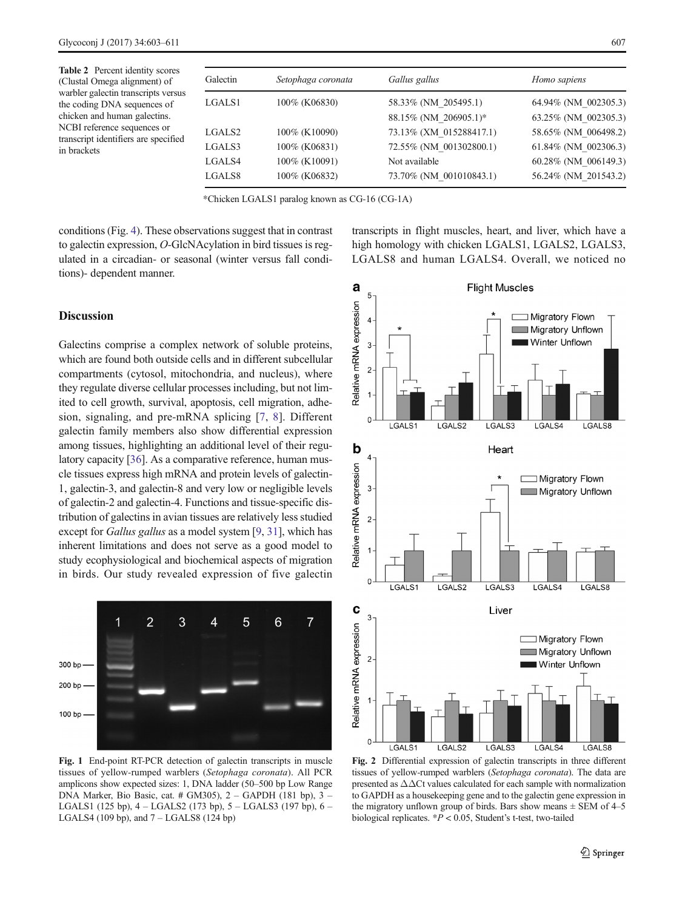**Table 2** Percent identity scores (Clustal Omega alignment) of warbler galectin transcripts versus the coding DNA sequences of chicken and human galectins. NCBI reference sequences or transcript identifiers are specified in brackets

| Galectin | *Setophaga coronata* | *Gallus gallus* | *Homo sapiens* |
|---|---|---|---|
| LGALS1 | 100% (K06830) | 58.33% (NM_205495.1) | 64.94% (NM_002305.3) |
| | | 88.15% (NM_206905.1)* | 63.25% (NM_002305.3) |
| LGALS2 | 100% (K10090) | 73.13% (XM_015288417.1) | 58.65% (NM_006498.2) |
| LGALS3 | 100% (K06831) | 72.55% (NM_001302800.1) | 61.84% (NM_002306.3) |
| LGALS4 | 100% (K10091) | Not available | 60.28% (NM_006149.3) |
| LGALS8 | 100% (K06832) | 73.70% (NM_001010843.1) | 56.24% (NM_201543.2) |

*Chicken LGALS1 paralog known as CG-16 (CG-1A)

conditions (Fig. 4). These observations suggest that in contrast to galectin expression, *O*-GlcNAcylation in bird tissues is regulated in a circadian- or seasonal (winter versus fall conditions)- dependent manner.

## Discussion

Galectins comprise a complex network of soluble proteins, which are found both outside cells and in different subcellular compartments (cytosol, mitochondria, and nucleus), where they regulate diverse cellular processes including, but not limited to cell growth, survival, apoptosis, cell migration, adhesion, signaling, and pre-mRNA splicing [7, 8]. Different galectin family members also show differential expression among tissues, highlighting an additional level of their regulatory capacity [36]. As a comparative reference, human muscle tissues express high mRNA and protein levels of galectin-1, galectin-3, and galectin-8 and very low or negligible levels of galectin-2 and galectin-4. Functions and tissue-specific distribution of galectins in avian tissues are relatively less studied except for *Gallus gallus* as a model system [9, 31], which has inherent limitations and does not serve as a good model to study ecophysiological and biochemical aspects of migration in birds. Our study revealed expression of five galectin transcripts in flight muscles, heart, and liver, which have a high homology with chicken LGALS1, LGALS2, LGALS3, LGALS8 and human LGALS4. Overall, we noticed no

**Fig. 1** End-point RT-PCR detection of galectin transcripts in muscle tissues of yellow-rumped warblers (*Setophaga coronata*). All PCR amplicons show expected sizes: 1, DNA ladder (50–500 bp Low Range DNA Marker, Bio Basic, cat. # GM305), 2 – GAPDH (181 bp), 3 – LGALS1 (125 bp), 4 – LGALS2 (173 bp), 5 – LGALS3 (197 bp), 6 – LGALS4 (109 bp), and 7 – LGALS8 (124 bp)

**Fig. 2** Differential expression of galectin transcripts in three different tissues of yellow-rumped warblers (*Setophaga coronata*). The data are presented as $\Delta\Delta$Ct values calculated for each sample with normalization to GAPDH as a housekeeping gene and to the galectin gene expression in the migratory unflown group of birds. Bars show means ± SEM of 4–5 biological replicates. *$P < 0.05$, Student's t-test, two-tailed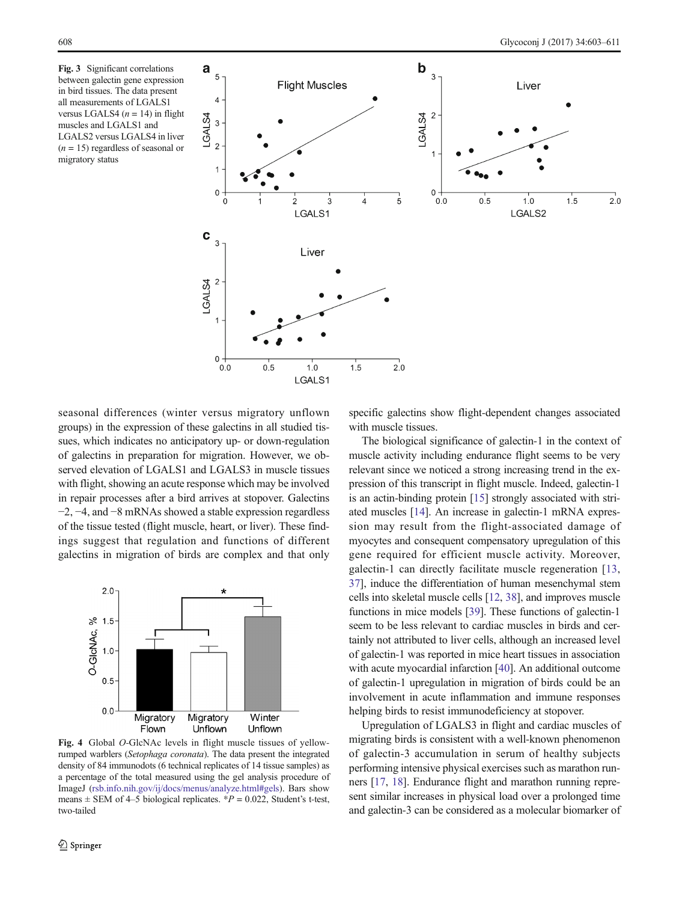**Fig. 3** Significant correlations between galectin gene expression in bird tissues. The data present all measurements of LGALS1 versus LGALS4 ($n = 14$) in flight muscles and LGALS1 and LGALS2 versus LGALS4 in liver ($n = 15$) regardless of seasonal or migratory status

seasonal differences (winter versus migratory unflown groups) in the expression of these galectins in all studied tissues, which indicates no anticipatory up- or down-regulation of galectins in preparation for migration. However, we observed elevation of LGALS1 and LGALS3 in muscle tissues with flight, showing an acute response which may be involved in repair processes after a bird arrives at stopover. Galectins −2, −4, and −8 mRNAs showed a stable expression regardless of the tissue tested (flight muscle, heart, or liver). These findings suggest that regulation and functions of different galectins in migration of birds are complex and that only specific galectins show flight-dependent changes associated with muscle tissues.

**Fig. 4** Global *O*-GlcNAc levels in flight muscle tissues of yellow-rumped warblers (*Setophaga coronata*). The data present the integrated density of 84 immunodots (6 technical replicates of 14 tissue samples) as a percentage of the total measured using the gel analysis procedure of ImageJ (rsb.nih.gov/ij/docs/menus/analyze.html#gels). Bars show means ± SEM of 4–5 biological replicates. $*P = 0.022$, Student's t-test, two-tailed

The biological significance of galectin-1 in the context of muscle activity including endurance flight seems to be very relevant since we noticed a strong increasing trend in the expression of this transcript in flight muscle. Indeed, galectin-1 is an actin-binding protein [15] strongly associated with striated muscles [14]. An increase in galectin-1 mRNA expression may result from the flight-associated damage of myocytes and consequent compensatory upregulation of this gene required for efficient muscle activity. Moreover, galectin-1 can directly facilitate muscle regeneration [13, 37], induce the differentiation of human mesenchymal stem cells into skeletal muscle cells [12, 38], and improves muscle functions in mice models [39]. These functions of galectin-1 seem to be less relevant to cardiac muscles in birds and certainly not attributed to liver cells, although an increased level of galectin-1 was reported in mice heart tissues in association with acute myocardial infarction [40]. An additional outcome of galectin-1 upregulation in migration of birds could be an involvement in acute inflammation and immune responses helping birds to resist immunodeficiency at stopover.

Upregulation of LGALS3 in flight and cardiac muscles of migrating birds is consistent with a well-known phenomenon of galectin-3 accumulation in serum of healthy subjects performing intensive physical exercises such as marathon runners [17, 18]. Endurance flight and marathon running represent similar increases in physical load over a prolonged time and galectin-3 can be considered as a molecular biomarker of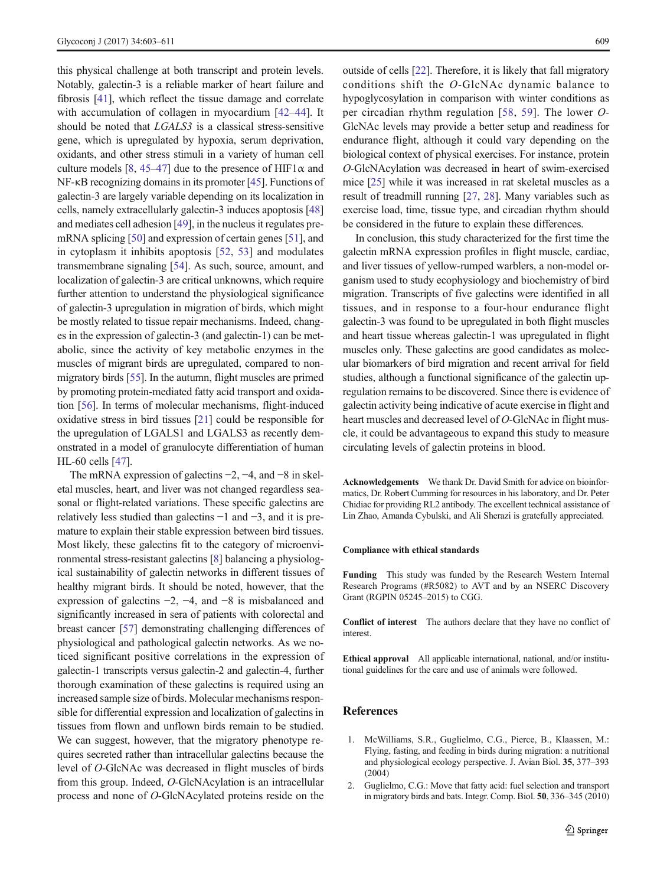this physical challenge at both transcript and protein levels. Notably, galectin-3 is a reliable marker of heart failure and fibrosis [41], which reflect the tissue damage and correlate with accumulation of collagen in myocardium [42–44]. It should be noted that *LGALS3* is a classical stress-sensitive gene, which is upregulated by hypoxia, serum deprivation, oxidants, and other stress stimuli in a variety of human cell culture models [8, 45–47] due to the presence of HIF1α and NF-κB recognizing domains in its promoter [45]. Functions of galectin-3 are largely variable depending on its localization in cells, namely extracellularly galectin-3 induces apoptosis [48] and mediates cell adhesion [49], in the nucleus it regulates pre-mRNA splicing [50] and expression of certain genes [51], and in cytoplasm it inhibits apoptosis [52, 53] and modulates transmembrane signaling [54]. As such, source, amount, and localization of galectin-3 are critical unknowns, which require further attention to understand the physiological significance of galectin-3 upregulation in migration of birds, which might be mostly related to tissue repair mechanisms. Indeed, changes in the expression of galectin-3 (and galectin-1) can be metabolic, since the activity of key metabolic enzymes in the muscles of migrant birds are upregulated, compared to non-migratory birds [55]. In the autumn, flight muscles are primed by promoting protein-mediated fatty acid transport and oxidation [56]. In terms of molecular mechanisms, flight-induced oxidative stress in bird tissues [21] could be responsible for the upregulation of LGALS1 and LGALS3 as recently demonstrated in a model of granulocyte differentiation of human HL-60 cells [47].

The mRNA expression of galectins −2, −4, and −8 in skeletal muscles, heart, and liver was not changed regardless seasonal or flight-related variations. These specific galectins are relatively less studied than galectins −1 and −3, and it is premature to explain their stable expression between bird tissues. Most likely, these galectins fit to the category of microenvironmental stress-resistant galectins [8] balancing a physiological sustainability of galectin networks in different tissues of healthy migrant birds. It should be noted, however, that the expression of galectins −2, −4, and −8 is misbalanced and significantly increased in sera of patients with colorectal and breast cancer [57] demonstrating challenging differences of physiological and pathological galectin networks. As we noticed significant positive correlations in the expression of galectin-1 transcripts versus galectin-2 and galectin-4, further thorough examination of these galectins is required using an increased sample size of birds. Molecular mechanisms responsible for differential expression and localization of galectins in tissues from flown and unflown birds remain to be studied. We can suggest, however, that the migratory phenotype requires secreted rather than intracellular galectins because the level of *O*-GlcNAc was decreased in flight muscles of birds from this group. Indeed, *O*-GlcNAcylation is an intracellular process and none of *O*-GlcNAcylated proteins reside on the outside of cells [22]. Therefore, it is likely that fall migratory conditions shift the *O*-GlcNAc dynamic balance to hypoglycosylation in comparison with winter conditions as per circadian rhythm regulation [58, 59]. The lower *O*-GlcNAc levels may provide a better setup and readiness for endurance flight, although it could vary depending on the biological context of physical exercises. For instance, protein *O*-GlcNAcylation was decreased in heart of swim-exercised mice [25] while it was increased in rat skeletal muscles as a result of treadmill running [27, 28]. Many variables such as exercise load, time, tissue type, and circadian rhythm should be considered in the future to explain these differences.

In conclusion, this study characterized for the first time the galectin mRNA expression profiles in flight muscle, cardiac, and liver tissues of yellow-rumped warblers, a non-model organism used to study ecophysiology and biochemistry of bird migration. Transcripts of five galectins were identified in all tissues, and in response to a four-hour endurance flight galectin-3 was found to be upregulated in both flight muscles and heart tissue whereas galectin-1 was upregulated in flight muscles only. These galectins are good candidates as molecular biomarkers of bird migration and recent arrival for field studies, although a functional significance of the galectin upregulation remains to be discovered. Since there is evidence of galectin activity being indicative of acute exercise in flight and heart muscles and decreased level of *O*-GlcNAc in flight muscle, it could be advantageous to expand this study to measure circulating levels of galectin proteins in blood.

**Acknowledgements** We thank Dr. David Smith for advice on bioinformatics, Dr. Robert Cumming for resources in his laboratory, and Dr. Peter Chidiac for providing RL2 antibody. The excellent technical assistance of Lin Zhao, Amanda Cybulski, and Ali Sherazi is gratefully appreciated.

### Compliance with ethical standards

**Funding** This study was funded by the Research Western Internal Research Programs (#R5082) to AVT and by an NSERC Discovery Grant (RGPIN 05245–2015) to CGG.

**Conflict of interest** The authors declare that they have no conflict of interest.

**Ethical approval** All applicable international, national, and/or institutional guidelines for the care and use of animals were followed.

## References

1. McWilliams, S.R., Guglielmo, C.G., Pierce, B., Klaassen, M.: Flying, fasting, and feeding in birds during migration: a nutritional and physiological ecology perspective. J. Avian Biol. **35**, 377–393 (2004)
2. Guglielmo, C.G.: Move that fatty acid: fuel selection and transport in migratory birds and bats. Integr. Comp. Biol. **50**, 336–345 (2010)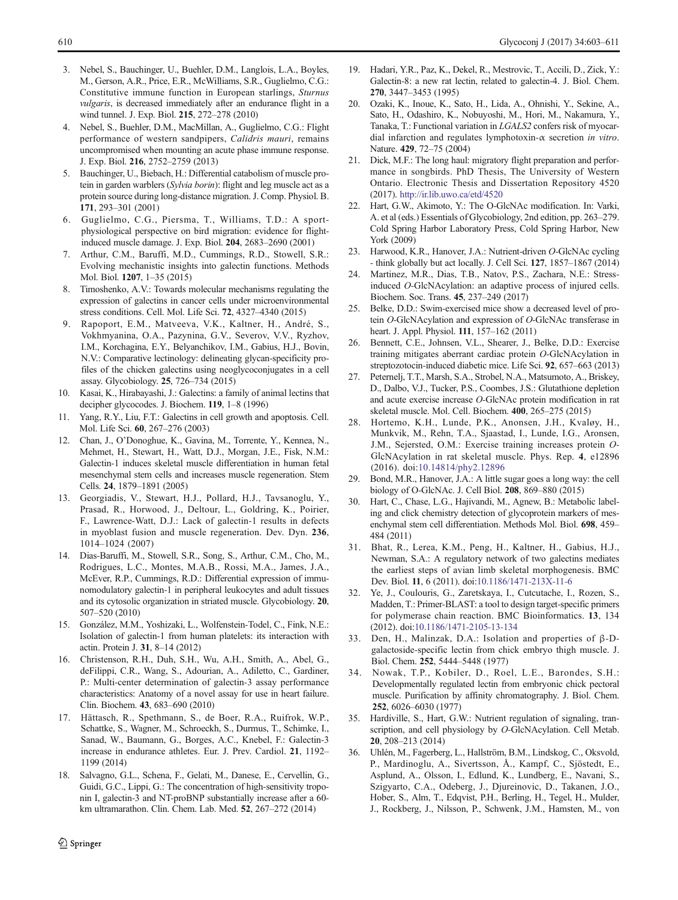3. Nebel, S., Bauchinger, U., Buehler, D.M., Langlois, L.A., Boyles, M., Gerson, A.R., Price, E.R., McWilliams, S.R., Guglielmo, C.G.: Constitutive immune function in European starlings, *Sturnus vulgaris*, is decreased immediately after an endurance flight in a wind tunnel. J. Exp. Biol. **215**, 272–278 (2010)
4. Nebel, S., Buehler, D.M., MacMillan, A., Guglielmo, C.G.: Flight performance of western sandpipers, *Calidris mauri*, remains uncompromised when mounting an acute phase immune response. J. Exp. Biol. **216**, 2752–2759 (2013)
5. Bauchinger, U., Biebach, H.: Differential catabolism of muscle protein in garden warblers (*Sylvia borin*): flight and leg muscle act as a protein source during long-distance migration. J. Comp. Physiol. B. **171**, 293–301 (2001)
6. Guglielmo, C.G., Piersma, T., Williams, T.D.: A sport-physiological perspective on bird migration: evidence for flight-induced muscle damage. J. Exp. Biol. **204**, 2683–2690 (2001)
7. Arthur, C.M., Baruffi, M.D., Cummings, R.D., Stowell, S.R.: Evolving mechanistic insights into galectin functions. Methods Mol. Biol. **1207**, 1–35 (2015)
8. Timoshenko, A.V.: Towards molecular mechanisms regulating the expression of galectins in cancer cells under microenvironmental stress conditions. Cell. Mol. Life Sci. **72**, 4327–4340 (2015)
9. Rapoport, E.M., Matveeva, V.K., Kaltner, H., André, S., Vokhmyanina, O.A., Pazynina, G.V., Severov, V.V., Ryzhov, I.M., Korchagina, E.Y., Belyanchikov, I.M., Gabius, H.J., Bovin, N.V.: Comparative lectinology: delineating glycan-specificity profiles of the chicken galectins using neoglycoconjugates in a cell assay. Glycobiology. **25**, 726–734 (2015)
10. Kasai, K., Hirabayashi, J.: Galectins: a family of animal lectins that decipher glycocodes. J. Biochem. **119**, 1–8 (1996)
11. Yang, R.Y., Liu, F.T.: Galectins in cell growth and apoptosis. Cell. Mol. Life Sci. **60**, 267–276 (2003)
12. Chan, J., O'Donoghue, K., Gavina, M., Torrente, Y., Kennea, N., Mehmet, H., Stewart, H., Watt, D.J., Morgan, J.E., Fisk, N.M.: Galectin-1 induces skeletal muscle differentiation in human fetal mesenchymal stem cells and increases muscle regeneration. Stem Cells. **24**, 1879–1891 (2005)
13. Georgiadis, V., Stewart, H.J., Pollard, H.J., Tavsanoglu, Y., Prasad, R., Horwood, J., Deltour, L., Goldring, K., Poirier, F., Lawrence-Watt, D.J.: Lack of galectin-1 results in defects in myoblast fusion and muscle regeneration. Dev. Dyn. **236**, 1014–1024 (2007)
14. Dias-Baruffi, M., Stowell, S.R., Song, S., Arthur, C.M., Cho, M., Rodrigues, L.C., Montes, M.A.B., Rossi, M.A., James, J.A., McEver, R.P., Cummings, R.D.: Differential expression of immunomodulatory galectin-1 in peripheral leukocytes and adult tissues and its cytosolic organization in striated muscle. Glycobiology. **20**, 507–520 (2010)
15. González, M.M., Yoshizaki, L., Wolfenstein-Todel, C., Fink, N.E.: Isolation of galectin-1 from human platelets: its interaction with actin. Protein J. **31**, 8–14 (2012)
16. Christenson, R.H., Duh, S.H., Wu, A.H., Smith, A., Abel, G., deFilippi, C.R., Wang, S., Adourian, A., Adiletto, C., Gardiner, P.: Multi-center determination of galectin-3 assay performance characteristics: Anatomy of a novel assay for use in heart failure. Clin. Biochem. **43**, 683–690 (2010)
17. Hättasch, R., Spethmann, S., de Boer, R.A., Ruifrok, W.P., Schattke, S., Wagner, M., Schroeckh, S., Durmus, T., Schimke, I., Sanad, W., Baumann, G., Borges, A.C., Knebel, F.: Galectin-3 increase in endurance athletes. Eur. J. Prev. Cardiol. **21**, 1192–1199 (2014)
18. Salvagno, G.L., Schena, F., Gelati, M., Danese, E., Cervellin, G., Guidi, G.C., Lippi, G.: The concentration of high-sensitivity troponin I, galectin-3 and NT-proBNP substantially increase after a 60-km ultramarathon. Clin. Chem. Lab. Med. **52**, 267–272 (2014)
19. Hadari, Y.R., Paz, K., Dekel, R., Mestrovic, T., Accili, D., Zick, Y.: Galectin-8: a new rat lectin, related to galectin-4. J. Biol. Chem. **270**, 3447–3453 (1995)
20. Ozaki, K., Inoue, K., Sato, H., Lida, A., Ohnishi, Y., Sekine, A., Sato, H., Odashiro, K., Nobuyoshi, M., Hori, M., Nakamura, Y., Tanaka, T.: Functional variation in *LGALS2* confers risk of myocardial infarction and regulates lymphotoxin-α secretion *in vitro*. Nature. **429**, 72–75 (2004)
21. Dick, M.F.: The long haul: migratory flight preparation and performance in songbirds. PhD Thesis, The University of Western Ontario. Electronic Thesis and Dissertation Repository 4520 (2017). http://ir.lib.uwo.ca/etd/4520
22. Hart, G.W., Akimoto, Y.: The O-GlcNAc modification. In: Varki, A. et al (eds.) Essentials of Glycobiology, 2nd edition, pp. 263–279. Cold Spring Harbor Laboratory Press, Cold Spring Harbor, New York (2009)
23. Harwood, K.R., Hanover, J.A.: Nutrient-driven *O*-GlcNAc cycling - think globally but act locally. J. Cell Sci. **127**, 1857–1867 (2014)
24. Martinez, M.R., Dias, T.B., Natov, P.S., Zachara, N.E.: Stress-induced *O*-GlcNAcylation: an adaptive process of injured cells. Biochem. Soc. Trans. **45**, 237–249 (2017)
25. Belke, D.D.: Swim-exercised mice show a decreased level of protein *O*-GlcNAcylation and expression of *O*-GlcNAc transferase in heart. J. Appl. Physiol. **111**, 157–162 (2011)
26. Bennett, C.E., Johnsen, V.L., Shearer, J., Belke, D.D.: Exercise training mitigates aberrant cardiac protein *O*-GlcNAcylation in streptozotocin-induced diabetic mice. Life Sci. **92**, 657–663 (2013)
27. Peternelj, T.T., Marsh, S.A., Strobel, N.A., Matsumoto, A., Briskey, D., Dalbo, V.J., Tucker, P.S., Coombes, J.S.: Glutathione depletion and acute exercise increase *O*-GlcNAc protein modification in rat skeletal muscle. Mol. Cell. Biochem. **400**, 265–275 (2015)
28. Hortemo, K.H., Lunde, P.K., Anonsen, J.H., Kvaløy, H., Munkvik, M., Rehn, T.A., Sjaastad, I., Lunde, I.G., Aronsen, J.M., Sejersted, O.M.: Exercise training increases protein *O*-GlcNAcylation in rat skeletal muscle. Phys. Rep. **4**, e12896 (2016). doi:10.14814/phy2.12896
29. Bond, M.R., Hanover, J.A.: A little sugar goes a long way: the cell biology of O-GlcNAc. J. Cell Biol. **208**, 869–880 (2015)
30. Hart, C., Chase, L.G., Hajivandi, M., Agnew, B.: Metabolic labeling and click chemistry detection of glycoprotein markers of mesenchymal stem cell differentiation. Methods Mol. Biol. **698**, 459–484 (2011)
31. Bhat, R., Lerea, K.M., Peng, H., Kaltner, H., Gabius, H.J., Newman, S.A.: A regulatory network of two galectins mediates the earliest steps of avian limb skeletal morphogenesis. BMC Dev. Biol. **11**, 6 (2011). doi:10.1186/1471-213X-11-6
32. Ye, J., Coulouris, G., Zaretskaya, I., Cutcutache, I., Rozen, S., Madden, T.: Primer-BLAST: a tool to design target-specific primers for polymerase chain reaction. BMC Bioinformatics. **13**, 134 (2012). doi:10.1186/1471-2105-13-134
33. Den, H., Malinzak, D.A.: Isolation and properties of β-D-galactoside-specific lectin from chick embryo thigh muscle. J. Biol. Chem. **252**, 5444–5448 (1977)
34. Nowak, T.P., Kobiler, D., Roel, L.E., Barondes, S.H.: Developmentally regulated lectin from embryonic chick pectoral muscle. Purification by affinity chromatography. J. Biol. Chem. **252**, 6026–6030 (1977)
35. Hardiville, S., Hart, G.W.: Nutrient regulation of signaling, transcription, and cell physiology by *O*-GlcNAcylation. Cell Metab. **20**, 208–213 (2014)
36. Uhlén, M., Fagerberg, L., Hallström, B.M., Lindskog, C., Oksvold, P., Mardinoglu, A., Sivertsson, Å., Kampf, C., Sjöstedt, E., Asplund, A., Olsson, I., Edlund, K., Lundberg, E., Navani, S., Szigyarto, C.A., Odeberg, J., Djureinovic, D., Takanen, J.O., Hober, S., Alm, T., Edqvist, P.H., Berling, H., Tegel, H., Mulder, J., Rockberg, J., Nilsson, P., Schwenk, J.M., Hamsten, M., von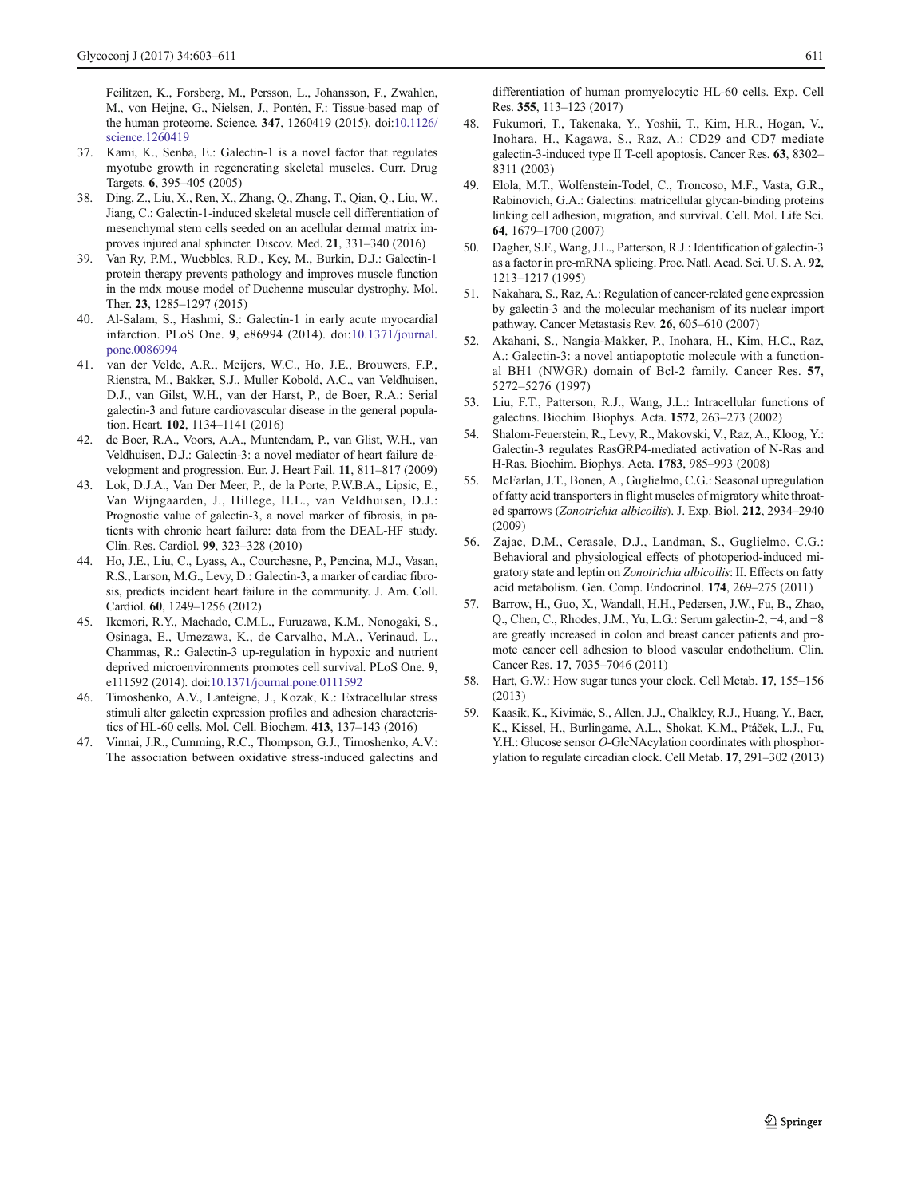Feilitzen, K., Forsberg, M., Persson, L., Johansson, F., Zwahlen, M., von Heijne, G., Nielsen, J., Pontén, F.: Tissue-based map of the human proteome. Science. **347**, 1260419 (2015). doi:10.1126/science.1260419

37. Kami, K., Senba, E.: Galectin-1 is a novel factor that regulates myotube growth in regenerating skeletal muscles. Curr. Drug Targets. **6**, 395–405 (2005)
38. Ding, Z., Liu, X., Ren, X., Zhang, Q., Zhang, T., Qian, Q., Liu, W., Jiang, C.: Galectin-1-induced skeletal muscle cell differentiation of mesenchymal stem cells seeded on an acellular dermal matrix improves injured anal sphincter. Discov. Med. **21**, 331–340 (2016)
39. Van Ry, P.M., Wuebbles, R.D., Key, M., Burkin, D.J.: Galectin-1 protein therapy prevents pathology and improves muscle function in the mdx mouse model of Duchenne muscular dystrophy. Mol. Ther. **23**, 1285–1297 (2015)
40. Al-Salam, S., Hashmi, S.: Galectin-1 in early acute myocardial infarction. PLoS One. **9**, e86994 (2014). doi:10.1371/journal.pone.0086994
41. van der Velde, A.R., Meijers, W.C., Ho, J.E., Brouwers, F.P., Rienstra, M., Bakker, S.J., Muller Kobold, A.C., van Veldhuisen, D.J., van Gilst, W.H., van der Harst, P., de Boer, R.A.: Serial galectin-3 and future cardiovascular disease in the general population. Heart. **102**, 1134–1141 (2016)
42. de Boer, R.A., Voors, A.A., Muntendam, P., van Glist, W.H., van Veldhuisen, D.J.: Galectin-3: a novel mediator of heart failure development and progression. Eur. J. Heart Fail. **11**, 811–817 (2009)
43. Lok, D.J.A., Van Der Meer, P., de la Porte, P.W.B.A., Lipsic, E., Van Wijngaarden, J., Hillege, H.L., van Veldhuisen, D.J.: Prognostic value of galectin-3, a novel marker of fibrosis, in patients with chronic heart failure: data from the DEAL-HF study. Clin. Res. Cardiol. **99**, 323–328 (2010)
44. Ho, J.E., Liu, C., Lyass, A., Courchesne, P., Pencina, M.J., Vasan, R.S., Larson, M.G., Levy, D.: Galectin-3, a marker of cardiac fibrosis, predicts incident heart failure in the community. J. Am. Coll. Cardiol. **60**, 1249–1256 (2012)
45. Ikemori, R.Y., Machado, C.M.L., Furuzawa, K.M., Nonogaki, S., Osinaga, E., Umezawa, K., de Carvalho, M.A., Verinaud, L., Chammas, R.: Galectin-3 up-regulation in hypoxic and nutrient deprived microenvironments promotes cell survival. PLoS One. **9**, e111592 (2014). doi:10.1371/journal.pone.0111592
46. Timoshenko, A.V., Lanteigne, J., Kozak, K.: Extracellular stress stimuli alter galectin expression profiles and adhesion characteristics of HL-60 cells. Mol. Cell. Biochem. **413**, 137–143 (2016)
47. Vinnai, J.R., Cumming, R.C., Thompson, G.J., Timoshenko, A.V.: The association between oxidative stress-induced galectins and differentiation of human promyelocytic HL-60 cells. Exp. Cell Res. **355**, 113–123 (2017)
48. Fukumori, T., Takenaka, Y., Yoshii, T., Kim, H.R., Hogan, V., Inohara, H., Kagawa, S., Raz, A.: CD29 and CD7 mediate galectin-3-induced type II T-cell apoptosis. Cancer Res. **63**, 8302–8311 (2003)
49. Elola, M.T., Wolfenstein-Todel, C., Troncoso, M.F., Vasta, G.R., Rabinovich, G.A.: Galectins: matricellular glycan-binding proteins linking cell adhesion, migration, and survival. Cell. Mol. Life Sci. **64**, 1679–1700 (2007)
50. Dagher, S.F., Wang, J.L., Patterson, R.J.: Identification of galectin-3 as a factor in pre-mRNA splicing. Proc. Natl. Acad. Sci. U. S. A. **92**, 1213–1217 (1995)
51. Nakahara, S., Raz, A.: Regulation of cancer-related gene expression by galectin-3 and the molecular mechanism of its nuclear import pathway. Cancer Metastasis Rev. **26**, 605–610 (2007)
52. Akahani, S., Nangia-Makker, P., Inohara, H., Kim, H.C., Raz, A.: Galectin-3: a novel antiapoptotic molecule with a functional BH1 (NWGR) domain of Bcl-2 family. Cancer Res. **57**, 5272–5276 (1997)
53. Liu, F.T., Patterson, R.J., Wang, J.L.: Intracellular functions of galectins. Biochim. Biophys. Acta. **1572**, 263–273 (2002)
54. Shalom-Feuerstein, R., Levy, R., Makovski, V., Raz, A., Kloog, Y.: Galectin-3 regulates RasGRP4-mediated activation of N-Ras and H-Ras. Biochim. Biophys. Acta. **1783**, 985–993 (2008)
55. McFarlan, J.T., Bonen, A., Guglielmo, C.G.: Seasonal upregulation of fatty acid transporters in flight muscles of migratory white throated sparrows (*Zonotrichia albicollis*). J. Exp. Biol. **212**, 2934–2940 (2009)
56. Zajac, D.M., Cerasale, D.J., Landman, S., Guglielmo, C.G.: Behavioral and physiological effects of photoperiod-induced migratory state and leptin on *Zonotrichia albicollis*: II. Effects on fatty acid metabolism. Gen. Comp. Endocrinol. **174**, 269–275 (2011)
57. Barrow, H., Guo, X., Wandall, H.H., Pedersen, J.W., Fu, B., Zhao, Q., Chen, C., Rhodes, J.M., Yu, L.G.: Serum galectin-2, −4, and −8 are greatly increased in colon and breast cancer patients and promote cancer cell adhesion to blood vascular endothelium. Clin. Cancer Res. **17**, 7035–7046 (2011)
58. Hart, G.W.: How sugar tunes your clock. Cell Metab. **17**, 155–156 (2013)
59. Kaasik, K., Kivimäe, S., Allen, J.J., Chalkley, R.J., Huang, Y., Baer, K., Kissel, H., Burlingame, A.L., Shokat, K.M., Ptáček, L.J., Fu, Y.H.: Glucose sensor *O*-GlcNAcylation coordinates with phosphorylation to regulate circadian clock. Cell Metab. **17**, 291–302 (2013)